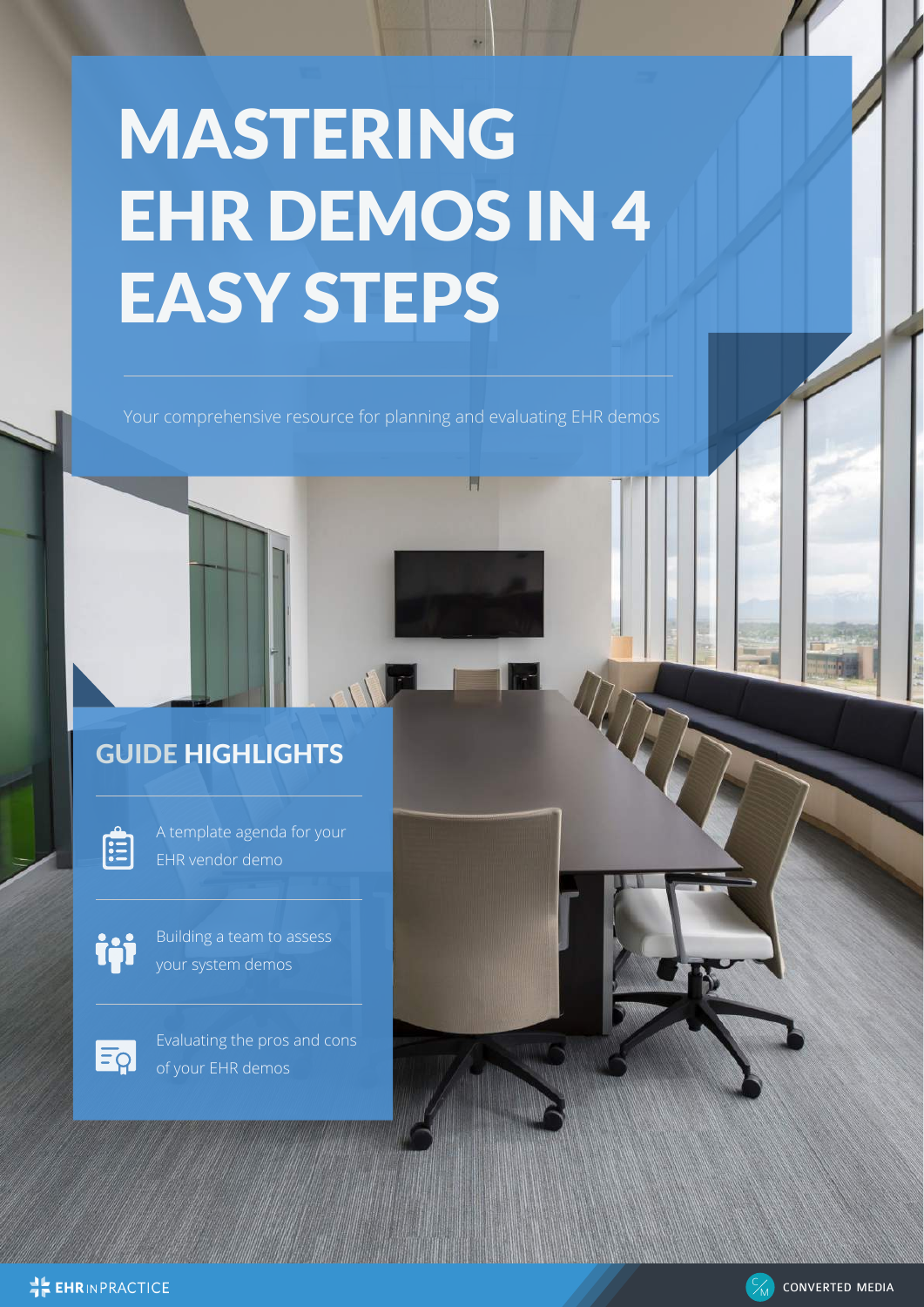# MASTERING EHR DEMOS IN 4 EASY STEPS

Your comprehensive resource for planning and evaluating EHR demos

## GUIDE HIGHLIGHTS

- A template agenda for your EHR vendor demo
- Building a team to assess your system demos
- Evaluating the pros and cons of your EHR demos

EHR IN PRACTICE

CONVERTED MEDIA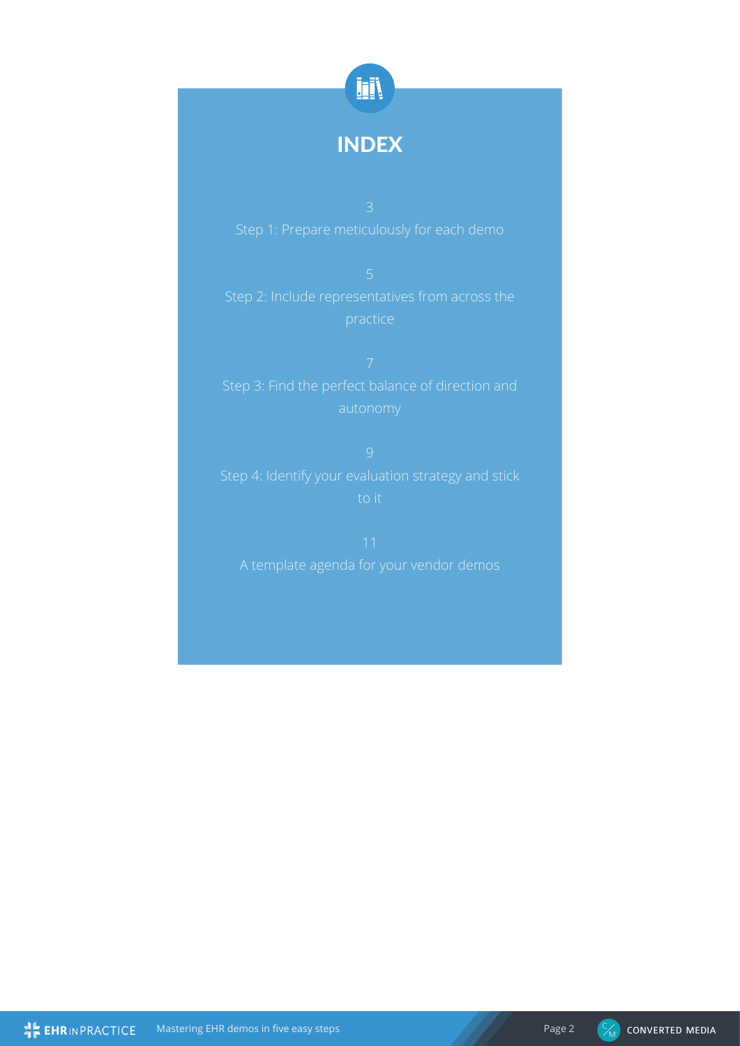# INDEX

3

Step 1: Prepare meticulously for each demo

5

Step 2: Include representatives from across the practice

7

Step 3: Find the perfect balance of direction and autonomy

9

Step 4: Identify your evaluation strategy and stick to it

11

A template agenda for your vendor demos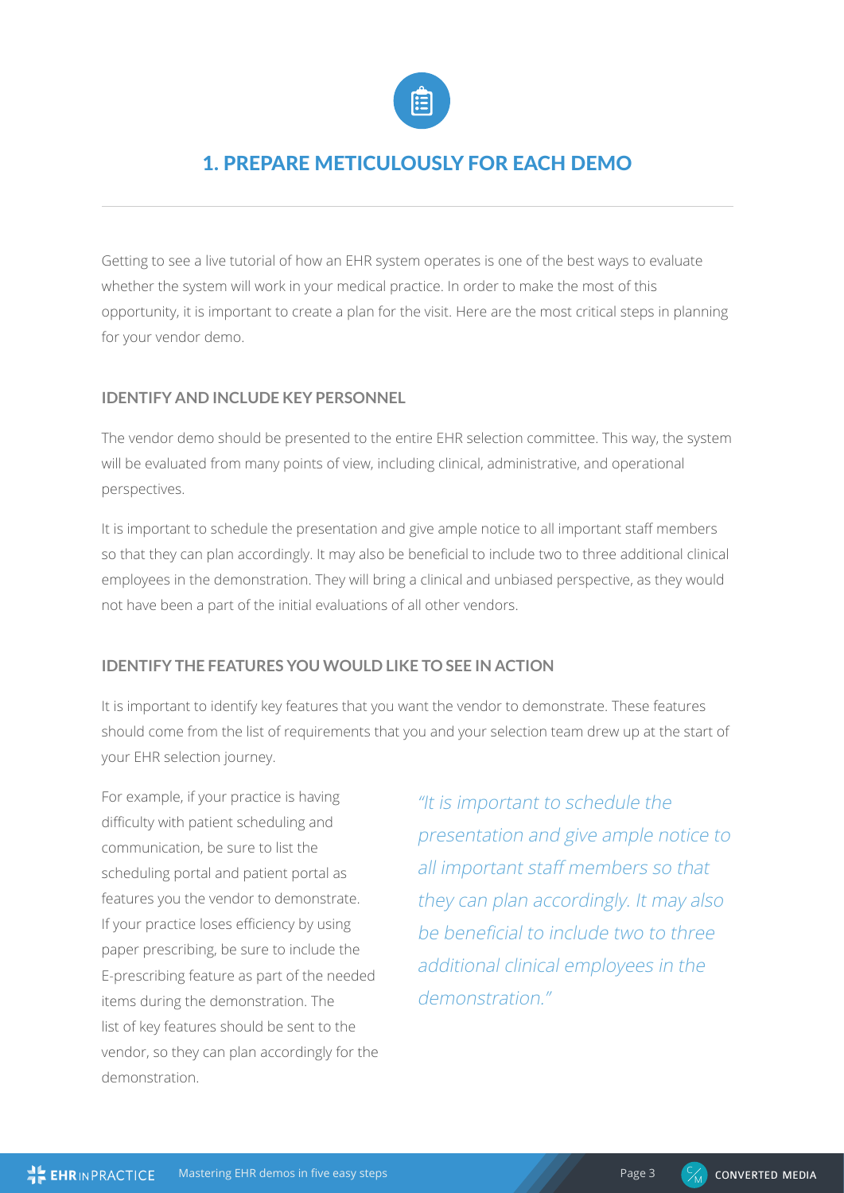## 1. PREPARE METICULOUSLY FOR EACH DEMO

Getting to see a live tutorial of how an EHR system operates is one of the best ways to evaluate whether the system will work in your medical practice. In order to make the most of this opportunity, it is important to create a plan for the visit. Here are the most critical steps in planning for your vendor demo.

### IDENTIFY AND INCLUDE KEY PERSONNEL

The vendor demo should be presented to the entire EHR selection committee. This way, the system will be evaluated from many points of view, including clinical, administrative, and operational perspectives.

It is important to schedule the presentation and give ample notice to all important staff members so that they can plan accordingly. It may also be beneficial to include two to three additional clinical employees in the demonstration. They will bring a clinical and unbiased perspective, as they would not have been a part of the initial evaluations of all other vendors.

### IDENTIFY THE FEATURES YOU WOULD LIKE TO SEE IN ACTION

It is important to identify key features that you want the vendor to demonstrate. These features should come from the list of requirements that you and your selection team drew up at the start of your EHR selection journey.

For example, if your practice is having difficulty with patient scheduling and communication, be sure to list the scheduling portal and patient portal as features you the vendor to demonstrate. If your practice loses efficiency by using paper prescribing, be sure to include the E-prescribing feature as part of the needed items during the demonstration. The list of key features should be sent to the vendor, so they can plan accordingly for the demonstration.

> *"It is important to schedule the presentation and give ample notice to all important staff members so that they can plan accordingly. It may also be beneficial to include two to three additional clinical employees in the demonstration."*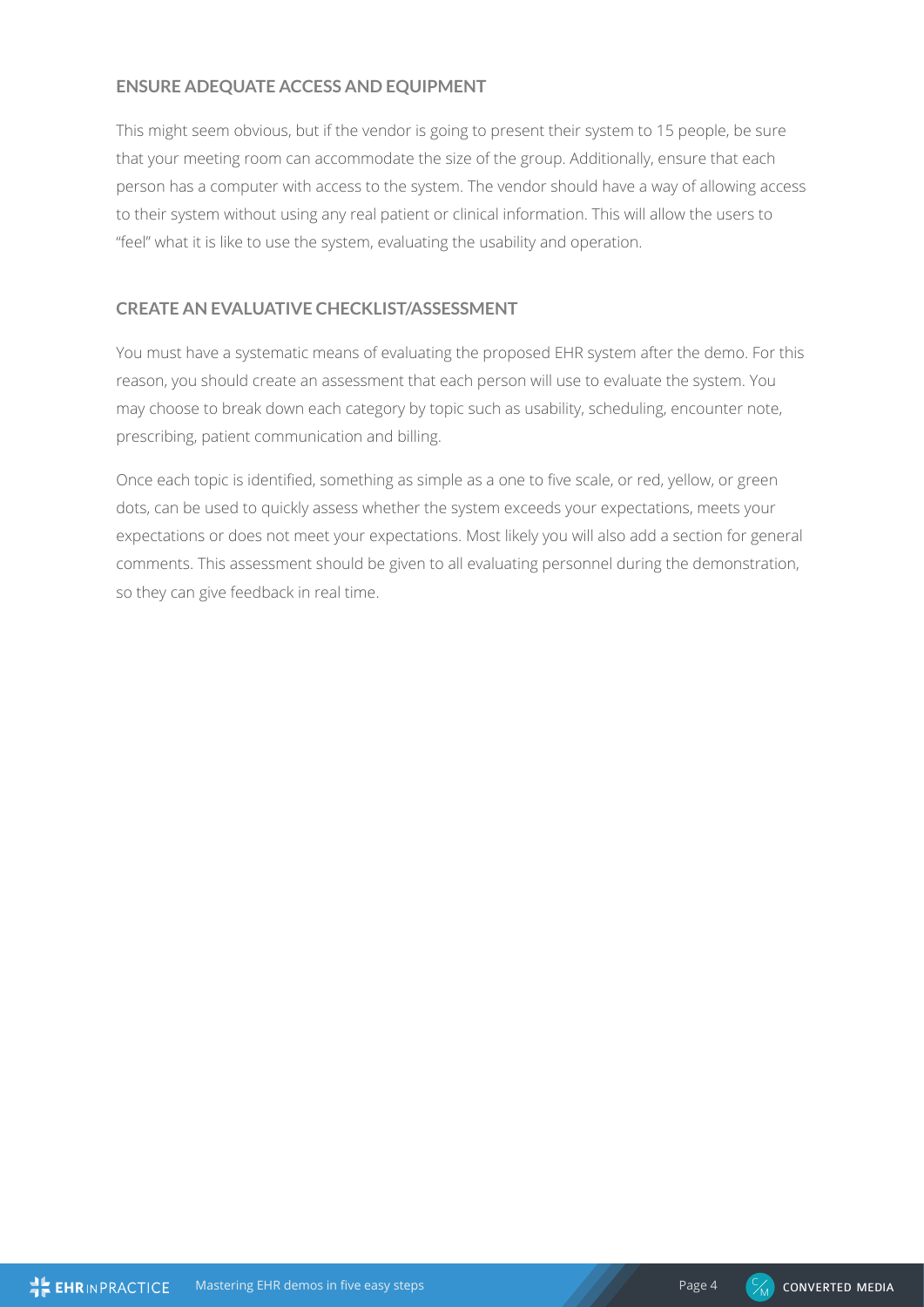## ENSURE ADEQUATE ACCESS AND EQUIPMENT

This might seem obvious, but if the vendor is going to present their system to 15 people, be sure that your meeting room can accommodate the size of the group. Additionally, ensure that each person has a computer with access to the system. The vendor should have a way of allowing access to their system without using any real patient or clinical information. This will allow the users to "feel" what it is like to use the system, evaluating the usability and operation.

## CREATE AN EVALUATIVE CHECKLIST/ASSESSMENT

You must have a systematic means of evaluating the proposed EHR system after the demo. For this reason, you should create an assessment that each person will use to evaluate the system. You may choose to break down each category by topic such as usability, scheduling, encounter note, prescribing, patient communication and billing.

Once each topic is identified, something as simple as a one to five scale, or red, yellow, or green dots, can be used to quickly assess whether the system exceeds your expectations, meets your expectations or does not meet your expectations. Most likely you will also add a section for general comments. This assessment should be given to all evaluating personnel during the demonstration, so they can give feedback in real time.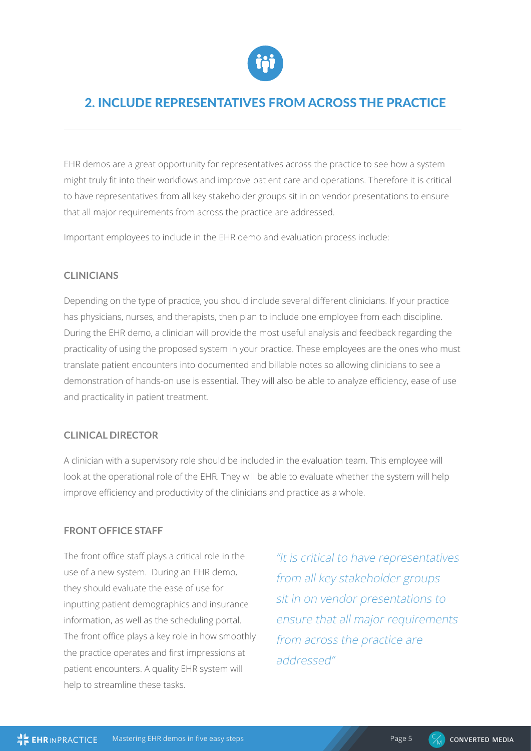## 2. INCLUDE REPRESENTATIVES FROM ACROSS THE PRACTICE

EHR demos are a great opportunity for representatives across the practice to see how a system might truly fit into their workflows and improve patient care and operations. Therefore it is critical to have representatives from all key stakeholder groups sit in on vendor presentations to ensure that all major requirements from across the practice are addressed.

Important employees to include in the EHR demo and evaluation process include:

### CLINICIANS

Depending on the type of practice, you should include several different clinicians. If your practice has physicians, nurses, and therapists, then plan to include one employee from each discipline. During the EHR demo, a clinician will provide the most useful analysis and feedback regarding the practicality of using the proposed system in your practice. These employees are the ones who must translate patient encounters into documented and billable notes so allowing clinicians to see a demonstration of hands-on use is essential. They will also be able to analyze efficiency, ease of use and practicality in patient treatment.

### CLINICAL DIRECTOR

A clinician with a supervisory role should be included in the evaluation team. This employee will look at the operational role of the EHR. They will be able to evaluate whether the system will help improve efficiency and productivity of the clinicians and practice as a whole.

### FRONT OFFICE STAFF

The front office staff plays a critical role in the use of a new system. During an EHR demo, they should evaluate the ease of use for inputting patient demographics and insurance information, as well as the scheduling portal. The front office plays a key role in how smoothly the practice operates and first impressions at patient encounters. A quality EHR system will help to streamline these tasks.

*"It is critical to have representatives from all key stakeholder groups sit in on vendor presentations to ensure that all major requirements from across the practice are addressed"*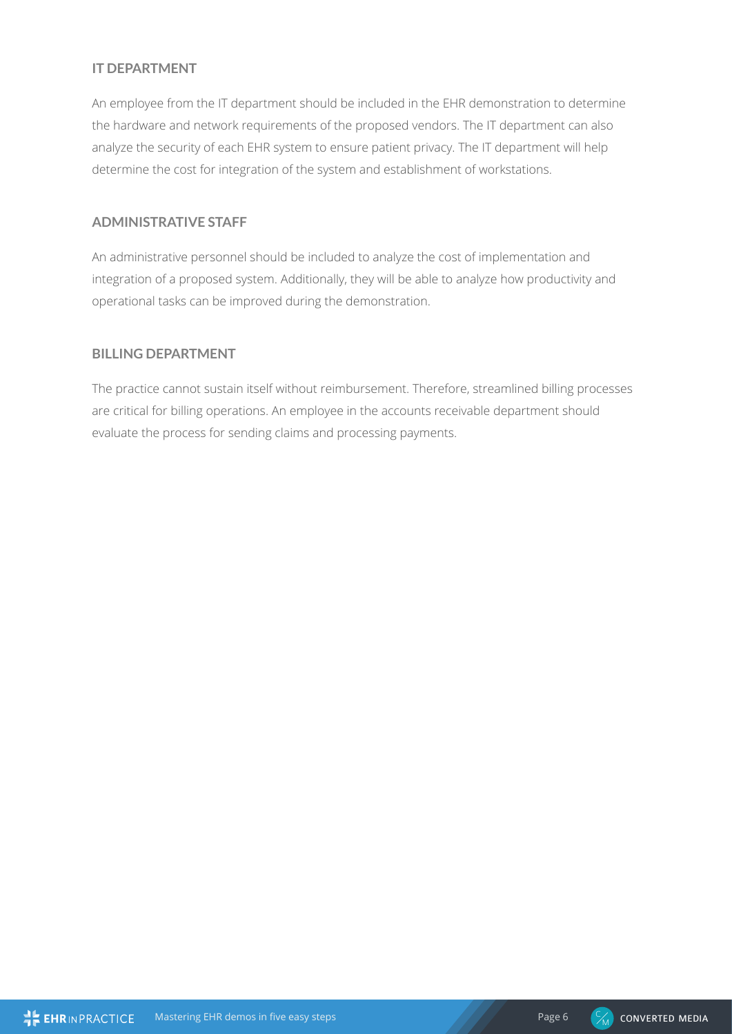### IT DEPARTMENT

An employee from the IT department should be included in the EHR demonstration to determine the hardware and network requirements of the proposed vendors. The IT department can also analyze the security of each EHR system to ensure patient privacy. The IT department will help determine the cost for integration of the system and establishment of workstations.

### ADMINISTRATIVE STAFF

An administrative personnel should be included to analyze the cost of implementation and integration of a proposed system. Additionally, they will be able to analyze how productivity and operational tasks can be improved during the demonstration.

### BILLING DEPARTMENT

The practice cannot sustain itself without reimbursement. Therefore, streamlined billing processes are critical for billing operations. An employee in the accounts receivable department should evaluate the process for sending claims and processing payments.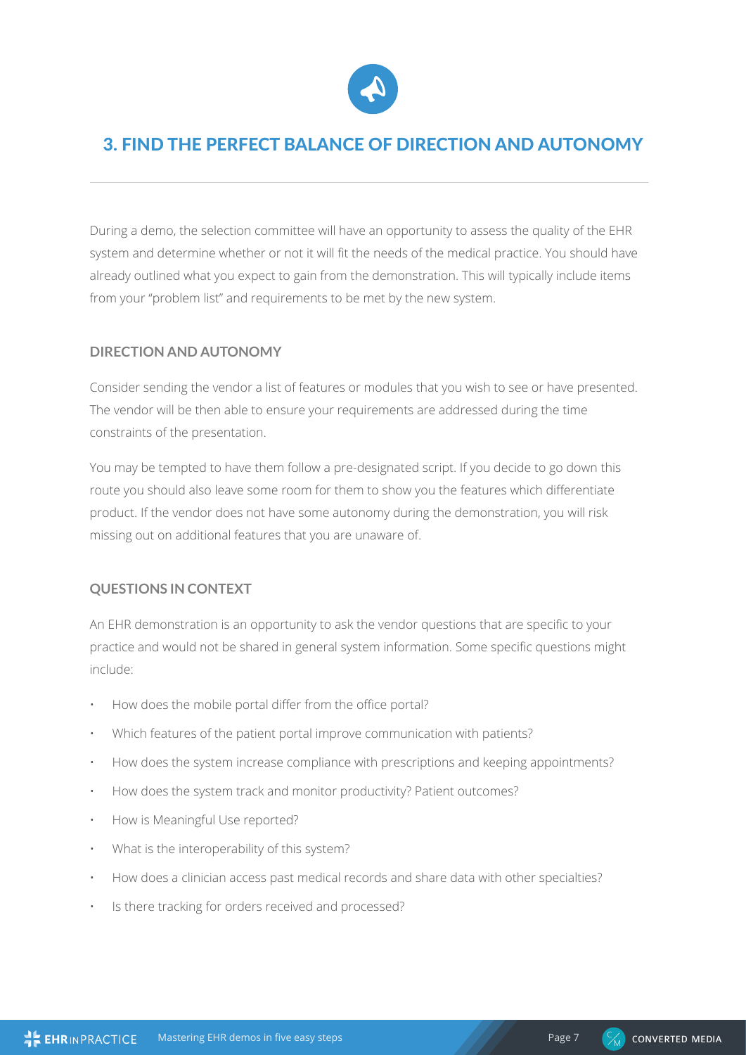## 3. FIND THE PERFECT BALANCE OF DIRECTION AND AUTONOMY

During a demo, the selection committee will have an opportunity to assess the quality of the EHR system and determine whether or not it will fit the needs of the medical practice. You should have already outlined what you expect to gain from the demonstration. This will typically include items from your "problem list" and requirements to be met by the new system.

### DIRECTION AND AUTONOMY

Consider sending the vendor a list of features or modules that you wish to see or have presented. The vendor will be then able to ensure your requirements are addressed during the time constraints of the presentation.

You may be tempted to have them follow a pre-designated script. If you decide to go down this route you should also leave some room for them to show you the features which differentiate product. If the vendor does not have some autonomy during the demonstration, you will risk missing out on additional features that you are unaware of.

### QUESTIONS IN CONTEXT

An EHR demonstration is an opportunity to ask the vendor questions that are specific to your practice and would not be shared in general system information. Some specific questions might include:

- How does the mobile portal differ from the office portal?
- Which features of the patient portal improve communication with patients?
- How does the system increase compliance with prescriptions and keeping appointments?
- How does the system track and monitor productivity? Patient outcomes?
- How is Meaningful Use reported?
- What is the interoperability of this system?
- How does a clinician access past medical records and share data with other specialties?
- Is there tracking for orders received and processed?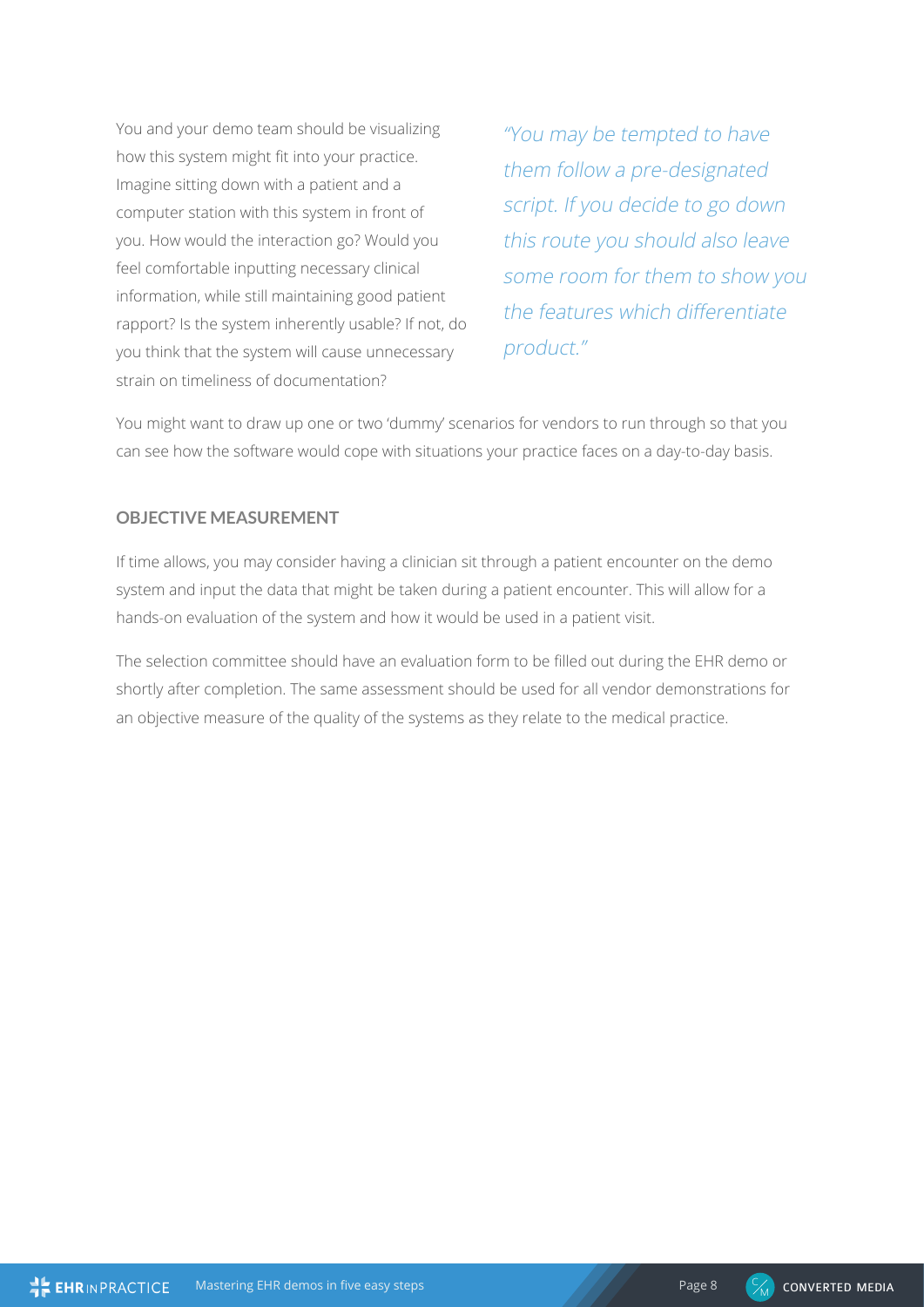You and your demo team should be visualizing how this system might fit into your practice. Imagine sitting down with a patient and a computer station with this system in front of you. How would the interaction go? Would you feel comfortable inputting necessary clinical information, while still maintaining good patient rapport? Is the system inherently usable? If not, do you think that the system will cause unnecessary strain on timeliness of documentation?

*"You may be tempted to have them follow a pre-designated script. If you decide to go down this route you should also leave some room for them to show you the features which differentiate product."*

You might want to draw up one or two 'dummy' scenarios for vendors to run through so that you can see how the software would cope with situations your practice faces on a day-to-day basis.

**OBJECTIVE MEASUREMENT**

If time allows, you may consider having a clinician sit through a patient encounter on the demo system and input the data that might be taken during a patient encounter. This will allow for a hands-on evaluation of the system and how it would be used in a patient visit.

The selection committee should have an evaluation form to be filled out during the EHR demo or shortly after completion. The same assessment should be used for all vendor demonstrations for an objective measure of the quality of the systems as they relate to the medical practice.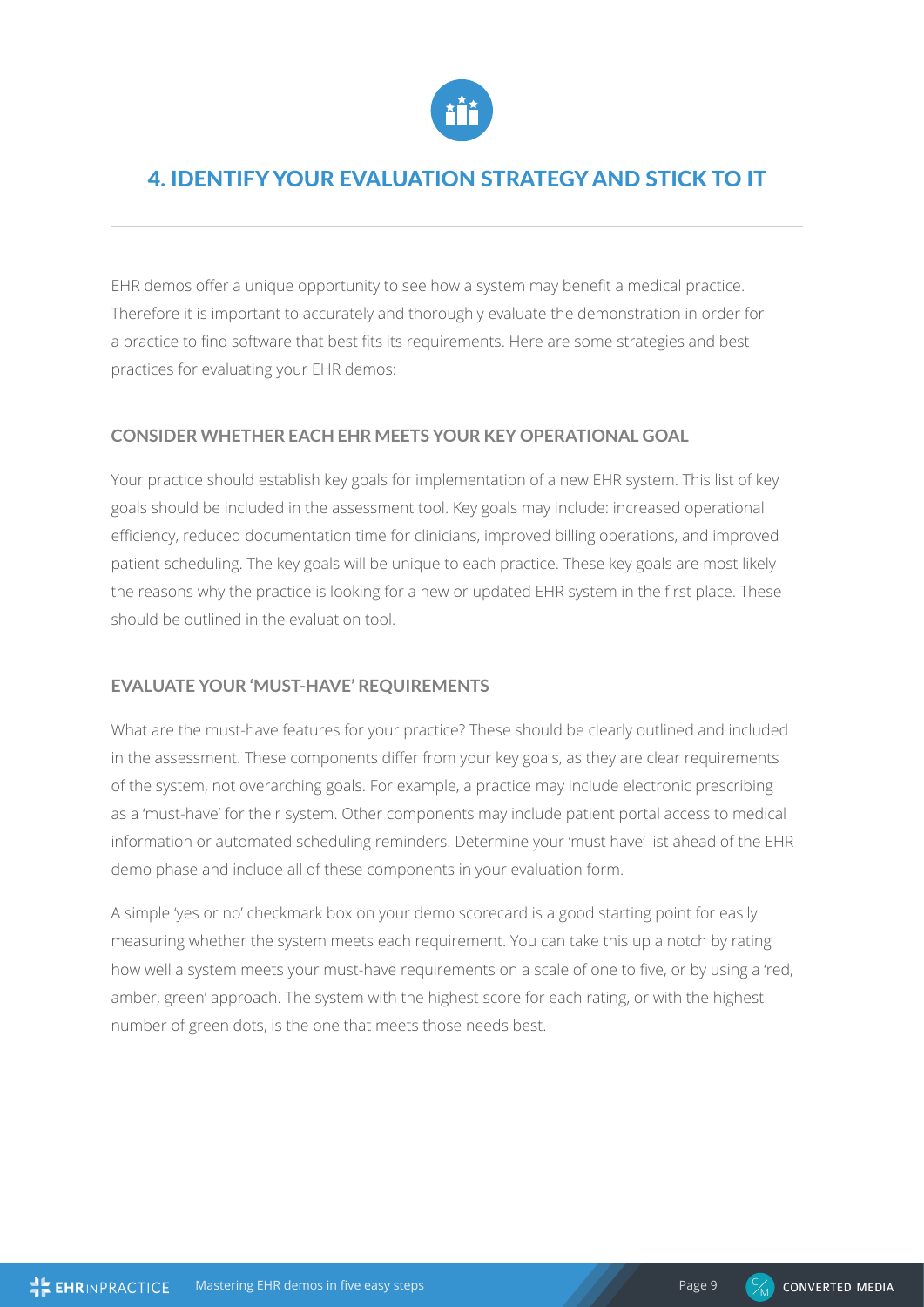## 4. IDENTIFY YOUR EVALUATION STRATEGY AND STICK TO IT

EHR demos offer a unique opportunity to see how a system may benefit a medical practice. Therefore it is important to accurately and thoroughly evaluate the demonstration in order for a practice to find software that best fits its requirements. Here are some strategies and best practices for evaluating your EHR demos:

### CONSIDER WHETHER EACH EHR MEETS YOUR KEY OPERATIONAL GOAL

Your practice should establish key goals for implementation of a new EHR system. This list of key goals should be included in the assessment tool. Key goals may include: increased operational efficiency, reduced documentation time for clinicians, improved billing operations, and improved patient scheduling. The key goals will be unique to each practice. These key goals are most likely the reasons why the practice is looking for a new or updated EHR system in the first place. These should be outlined in the evaluation tool.

### EVALUATE YOUR 'MUST-HAVE' REQUIREMENTS

What are the must-have features for your practice? These should be clearly outlined and included in the assessment. These components differ from your key goals, as they are clear requirements of the system, not overarching goals. For example, a practice may include electronic prescribing as a 'must-have' for their system. Other components may include patient portal access to medical information or automated scheduling reminders. Determine your 'must have' list ahead of the EHR demo phase and include all of these components in your evaluation form.

A simple 'yes or no' checkmark box on your demo scorecard is a good starting point for easily measuring whether the system meets each requirement. You can take this up a notch by rating how well a system meets your must-have requirements on a scale of one to five, or by using a 'red, amber, green' approach. The system with the highest score for each rating, or with the highest number of green dots, is the one that meets those needs best.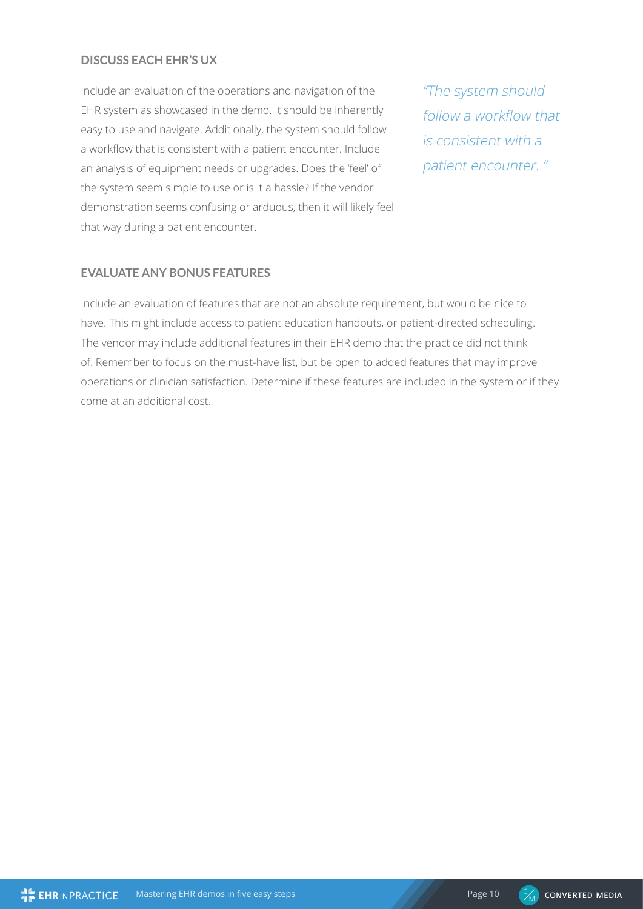### DISCUSS EACH EHR'S UX

Include an evaluation of the operations and navigation of the EHR system as showcased in the demo. It should be inherently easy to use and navigate. Additionally, the system should follow a workflow that is consistent with a patient encounter. Include an analysis of equipment needs or upgrades. Does the 'feel' of the system seem simple to use or is it a hassle? If the vendor demonstration seems confusing or arduous, then it will likely feel that way during a patient encounter.

*"The system should follow a workflow that is consistent with a patient encounter."*

### EVALUATE ANY BONUS FEATURES

Include an evaluation of features that are not an absolute requirement, but would be nice to have. This might include access to patient education handouts, or patient-directed scheduling. The vendor may include additional features in their EHR demo that the practice did not think of. Remember to focus on the must-have list, but be open to added features that may improve operations or clinician satisfaction. Determine if these features are included in the system or if they come at an additional cost.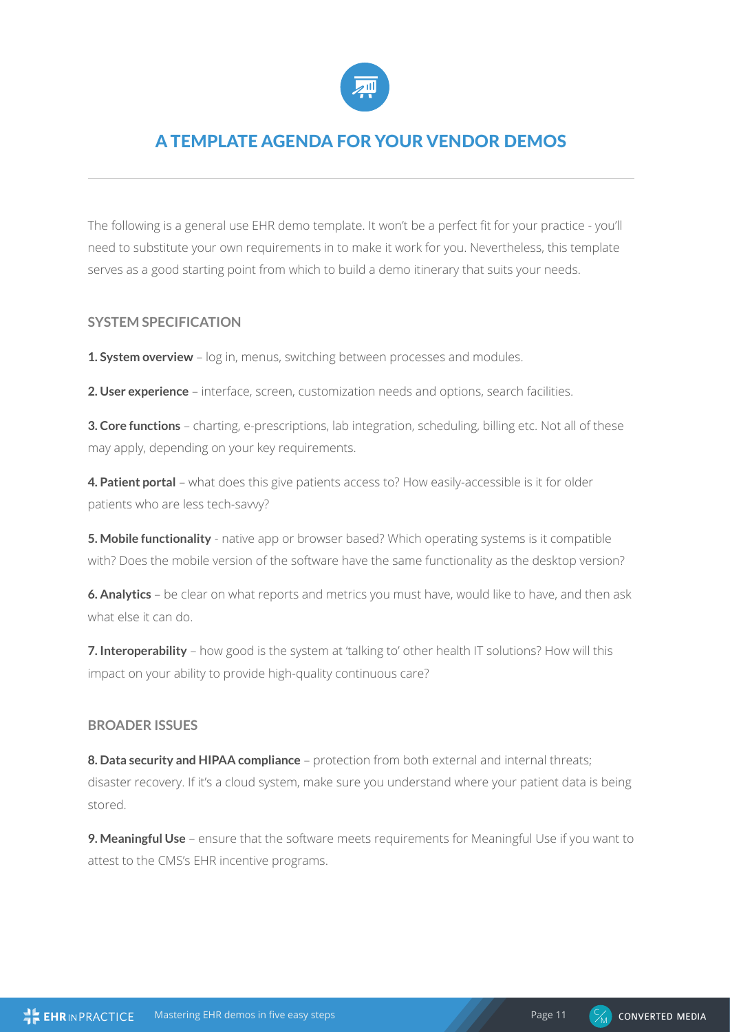# A TEMPLATE AGENDA FOR YOUR VENDOR DEMOS

The following is a general use EHR demo template. It won't be a perfect fit for your practice - you'll need to substitute your own requirements in to make it work for you. Nevertheless, this template serves as a good starting point from which to build a demo itinerary that suits your needs.

## SYSTEM SPECIFICATION

**1. System overview** – log in, menus, switching between processes and modules.

**2. User experience** – interface, screen, customization needs and options, search facilities.

**3. Core functions** – charting, e-prescriptions, lab integration, scheduling, billing etc. Not all of these may apply, depending on your key requirements.

**4. Patient portal** – what does this give patients access to? How easily-accessible is it for older patients who are less tech-savvy?

**5. Mobile functionality** - native app or browser based? Which operating systems is it compatible with? Does the mobile version of the software have the same functionality as the desktop version?

**6. Analytics** – be clear on what reports and metrics you must have, would like to have, and then ask what else it can do.

**7. Interoperability** – how good is the system at 'talking to' other health IT solutions? How will this impact on your ability to provide high-quality continuous care?

## BROADER ISSUES

**8. Data security and HIPAA compliance** – protection from both external and internal threats; disaster recovery. If it's a cloud system, make sure you understand where your patient data is being stored.

**9. Meaningful Use** – ensure that the software meets requirements for Meaningful Use if you want to attest to the CMS's EHR incentive programs.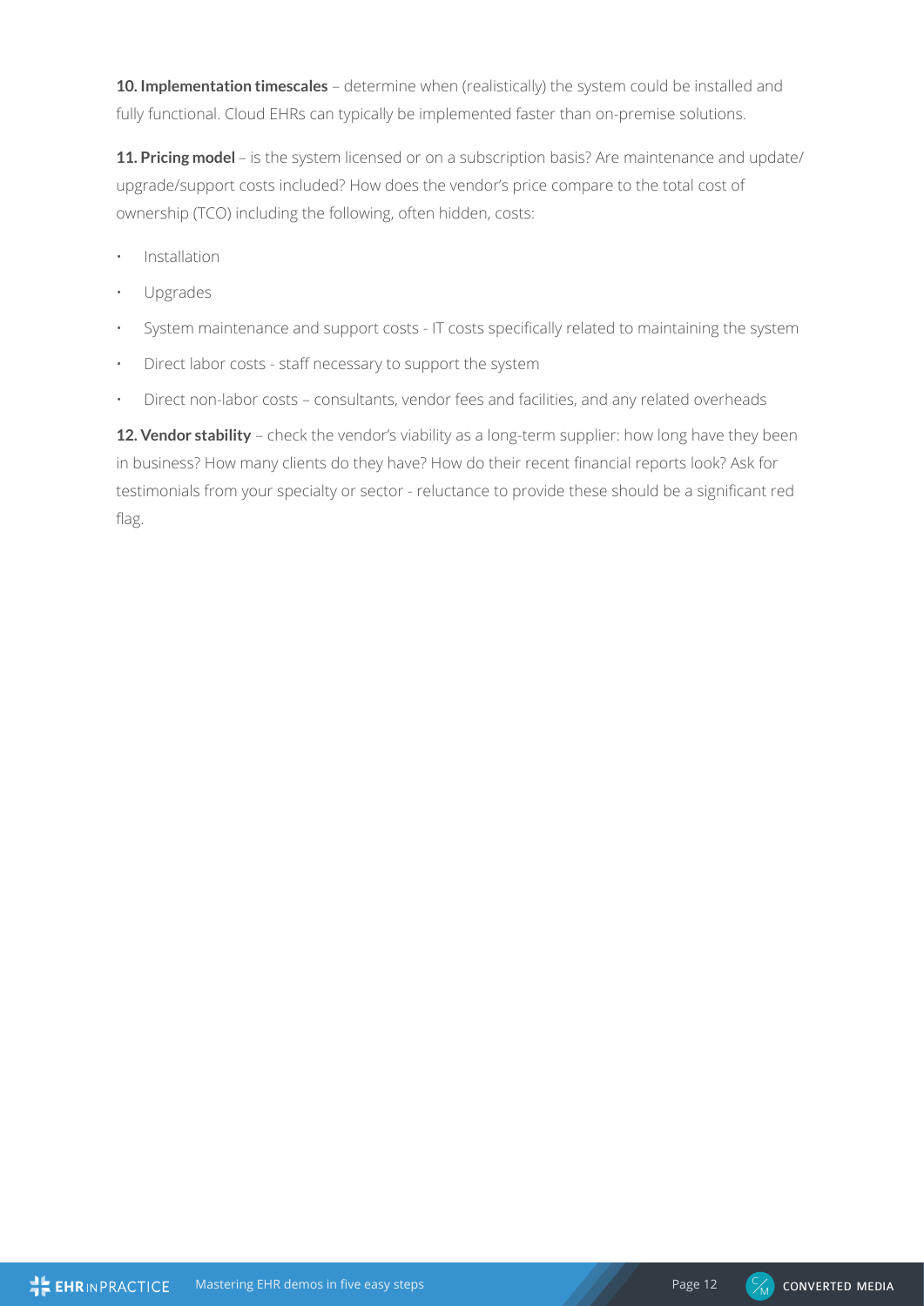**10. Implementation timescales** – determine when (realistically) the system could be installed and fully functional. Cloud EHRs can typically be implemented faster than on-premise solutions.

**11. Pricing model** – is the system licensed or on a subscription basis? Are maintenance and update/upgrade/support costs included? How does the vendor's price compare to the total cost of ownership (TCO) including the following, often hidden, costs:

- Installation
- Upgrades
- System maintenance and support costs - IT costs specifically related to maintaining the system
- Direct labor costs - staff necessary to support the system
- Direct non-labor costs – consultants, vendor fees and facilities, and any related overheads

**12. Vendor stability** – check the vendor's viability as a long-term supplier: how long have they been in business? How many clients do they have? How do their recent financial reports look? Ask for testimonials from your specialty or sector - reluctance to provide these should be a significant red flag.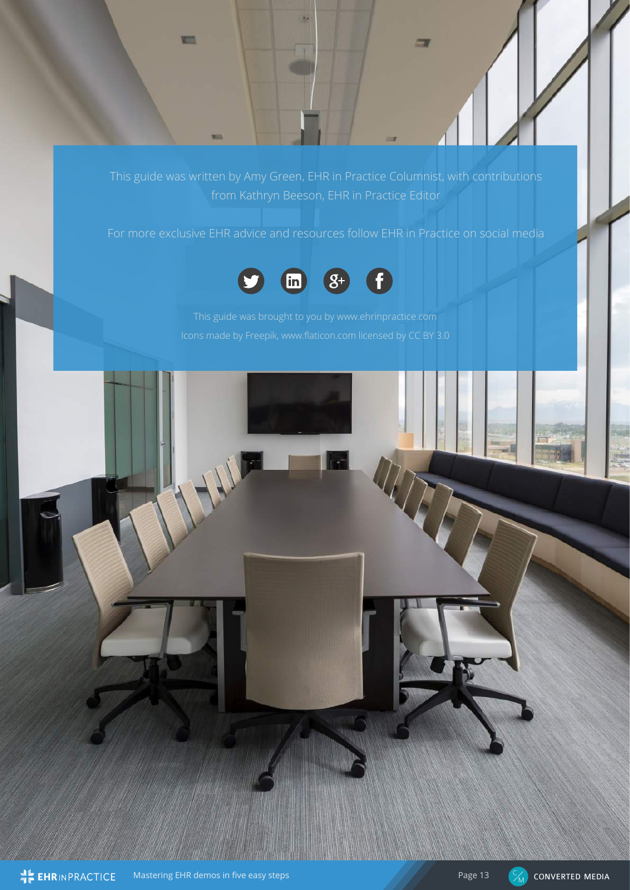This guide was written by Amy Green, EHR in Practice Columnist, with contributions from Kathryn Beeson, EHR in Practice Editor

For more exclusive EHR advice and resources follow EHR in Practice on social media

This guide was brought to you by www.ehrinpractice.com

Icons made by Freepik, www.flaticon.com licensed by CC BY 3.0